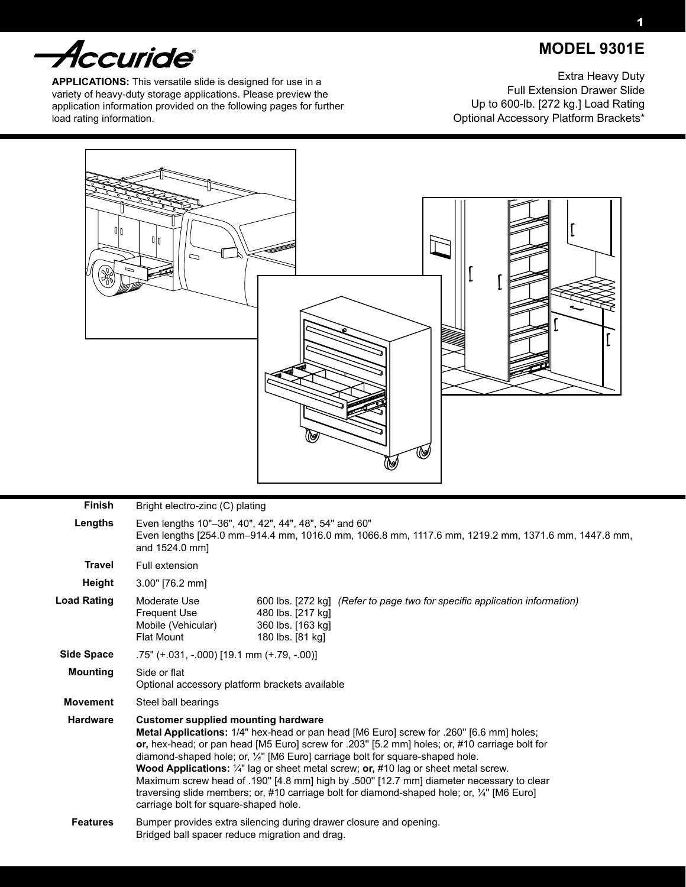Accuride®

# MODEL 9301E

**APPLICATIONS:** This versatile slide is designed for use in a variety of heavy-duty storage applications. Please preview the application information provided on the following pages for further load rating information.

Extra Heavy Duty
Full Extension Drawer Slide
Up to 600-lb. [272 kg.] Load Rating
Optional Accessory Platform Brackets*

| | | |
|---|---|---|
| **Finish** | Bright electro-zinc (C) plating | |
| **Lengths** | Even lengths 10"–36", 40", 42", 44", 48", 54" and 60"<br>Even lengths [254.0 mm–914.4 mm, 1016.0 mm, 1066.8 mm, 1117.6 mm, 1219.2 mm, 1371.6 mm, 1447.8 mm, and 1524.0 mm] | |
| **Travel** | Full extension | |
| **Height** | 3.00" [76.2 mm] | |
| **Load Rating** | Moderate Use<br>Frequent Use<br>Mobile (Vehicular)<br>Flat Mount | 600 lbs. [272 kg] *(Refer to page two for specific application information)*<br>480 lbs. [217 kg]<br>360 lbs. [163 kg]<br>180 lbs. [81 kg] |
| **Side Space** | .75" (+.031, -.000) [19.1 mm (+.79, -.00)] | |
| **Mounting** | Side or flat<br>Optional accessory platform brackets available | |
| **Movement** | Steel ball bearings | |
| **Hardware** | **Customer supplied mounting hardware**<br>**Metal Applications:** 1/4" hex-head or pan head [M6 Euro] screw for .260" [6.6 mm] holes; **or,** hex-head; or pan head [M5 Euro] screw for .203" [5.2 mm] holes; or, #10 carriage bolt for diamond-shaped hole; or, ¼" [M6 Euro] carriage bolt for square-shaped hole.<br>**Wood Applications:** ¼" lag or sheet metal screw; **or,** #10 lag or sheet metal screw.<br>Maximum screw head of .190" [4.8 mm] high by .500" [12.7 mm] diameter necessary to clear traversing slide members; or, #10 carriage bolt for diamond-shaped hole; or, ¼" [M6 Euro] carriage bolt for square-shaped hole. | |
| **Features** | Bumper provides extra silencing during drawer closure and opening.<br>Bridged ball spacer reduce migration and drag. | |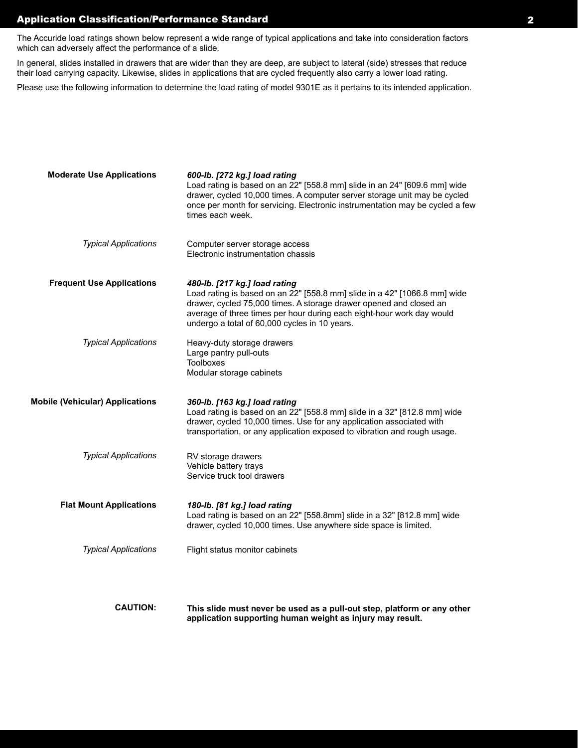## Application Classification/Performance Standard

The Accuride load ratings shown below represent a wide range of typical applications and take into consideration factors which can adversely affect the performance of a slide.

In general, slides installed in drawers that are wider than they are deep, are subject to lateral (side) stresses that reduce their load carrying capacity. Likewise, slides in applications that are cycled frequently also carry a lower load rating.

Please use the following information to determine the load rating of model 9301E as it pertains to its intended application.

**Moderate Use Applications**

***600-lb. [272 kg.] load rating***
Load rating is based on an 22" [558.8 mm] slide in an 24" [609.6 mm] wide drawer, cycled 10,000 times. A computer server storage unit may be cycled once per month for servicing. Electronic instrumentation may be cycled a few times each week.

*Typical Applications*

Computer server storage access
Electronic instrumentation chassis

**Frequent Use Applications**

***480-lb. [217 kg.] load rating***
Load rating is based on an 22" [558.8 mm] slide in a 42" [1066.8 mm] wide drawer, cycled 75,000 times. A storage drawer opened and closed an average of three times per hour during each eight-hour work day would undergo a total of 60,000 cycles in 10 years.

*Typical Applications*

Heavy-duty storage drawers
Large pantry pull-outs
Toolboxes
Modular storage cabinets

**Mobile (Vehicular) Applications**

***360-lb. [163 kg.] load rating***
Load rating is based on an 22" [558.8 mm] slide in a 32" [812.8 mm] wide drawer, cycled 10,000 times. Use for any application associated with transportation, or any application exposed to vibration and rough usage.

*Typical Applications*

RV storage drawers
Vehicle battery trays
Service truck tool drawers

**Flat Mount Applications**

***180-lb. [81 kg.] load rating***
Load rating is based on an 22" [558.8mm] slide in a 32" [812.8 mm] wide drawer, cycled 10,000 times. Use anywhere side space is limited.

*Typical Applications*

Flight status monitor cabinets

**CAUTION:** **This slide must never be used as a pull-out step, platform or any other application supporting human weight as injury may result.**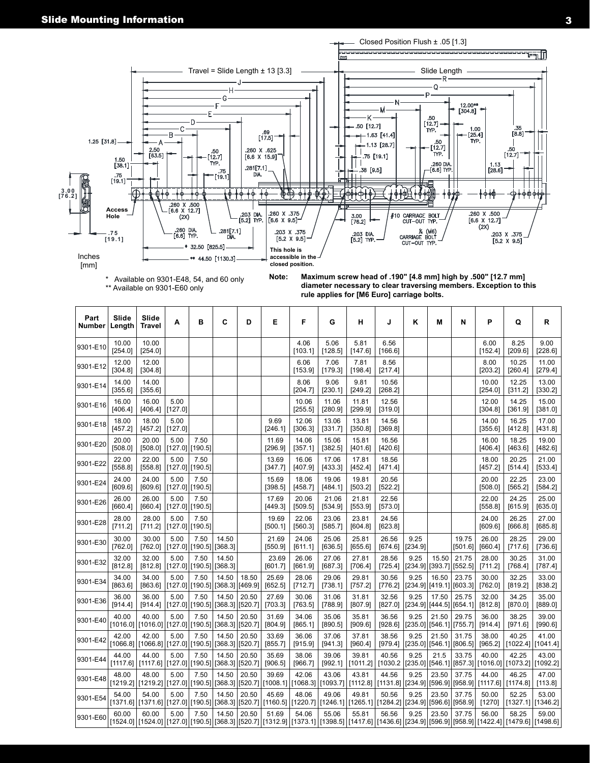## Slide Mounting Information

Closed Position Flush ± .05 [1.3]

Travel = Slide Length ± 13 [3.3]

Slide Length

Inches [mm]

Access Hole

This hole is accessible in the closed position.

\* Available on 9301-E48, 54, and 60 only
\*\* Available on 9301-E60 only

**Note: Maximum screw head of .190" [4.8 mm] high by .500" [12.7 mm] diameter necessary to clear traversing members. Exception to this rule applies for [M6 Euro] carriage bolts.**

| Part Number | Slide Length | Slide Travel | A | B | C | D | E | F | G | H | J | K | M | N | P | Q | R |
|---|---|---|---|---|---|---|---|---|---|---|---|---|---|---|---|---|---|
| 9301-E10 | 10.00 [254.0] | 10.00 [254.0] | | | | | | 4.06 [103.1] | 5.06 [128.5] | 5.81 [147.6] | 6.56 [166.6] | | | | 6.00 [152.4] | 8.25 [209.6] | 9.00 [228.6] |
| 9301-E12 | 12.00 [304.8] | 12.00 [304.8] | | | | | | 6.06 [153.9] | 7.06 [179.3] | 7.81 [198.4] | 8.56 [217.4] | | | | 8.00 [203.2] | 10.25 [260.4] | 11.00 [279.4] |
| 9301-E14 | 14.00 [355.6] | 14.00 [355.6] | | | | | | 8.06 [204.7] | 9.06 [230.1] | 9.81 [249.2] | 10.56 [268.2] | | | | 10.00 [254.0] | 12.25 [311.2] | 13.00 [330.2] |
| 9301-E16 | 16.00 [406.4] | 16.00 [406.4] | 5.00 [127.0] | | | | | 10.06 [255.5] | 11.06 [280.9] | 11.81 [299.9] | 12.56 [319.0] | | | | 12.00 [304.8] | 14.25 [361.9] | 15.00 [381.0] |
| 9301-E18 | 18.00 [457.2] | 18.00 [457.2] | 5.00 [127.0] | | | | 9.69 [246.1] | 12.06 [306.3] | 13.06 [331.7] | 13.81 [350.8] | 14.56 [369.8] | | | | 14.00 [355.6] | 16.25 [412.8] | 17.00 [431.8] |
| 9301-E20 | 20.00 [508.0] | 20.00 [508.0] | 5.00 [127.0] | 7.50 [190.5] | | | 11.69 [296.9] | 14.06 [357.1] | 15.06 [382.5] | 15.81 [401.6] | 16.56 [420.6] | | | | 16.00 [406.4] | 18.25 [463.6] | 19.00 [482.6] |
| 9301-E22 | 22.00 [558.8] | 22.00 [558.8] | 5.00 [127.0] | 7.50 [190.5] | | | 13.69 [347.7] | 16.06 [407.9] | 17.06 [433.3] | 17.81 [452.4] | 18.56 [471.4] | | | | 18.00 [457.2] | 20.25 [514.4] | 21.00 [533.4] |
| 9301-E24 | 24.00 [609.6] | 24.00 [609.6] | 5.00 [127.0] | 7.50 [190.5] | | | 15.69 [398.5] | 18.06 [458.7] | 19.06 [484.1] | 19.81 [503.2] | 20.56 [522.2] | | | | 20.00 [508.0] | 22.25 [565.2] | 23.00 [584.2] |
| 9301-E26 | 26.00 [660.4] | 26.00 [660.4] | 5.00 [127.0] | 7.50 [190.5] | | | 17.69 [449.3] | 20.06 [509.5] | 21.06 [534.9] | 21.81 [553.9] | 22.56 [573.0] | | | | 22.00 [558.8] | 24.25 [615.9] | 25.00 [635.0] |
| 9301-E28 | 28.00 [711.2] | 28.00 [711.2] | 5.00 [127.0] | 7.50 [190.5] | | | 19.69 [500.1] | 22.06 [560.3] | 23.06 [585.7] | 23.81 [604.8] | 24.56 [623.8] | | | | 24.00 [609.6] | 26.25 [666.8] | 27.00 [685.8] |
| 9301-E30 | 30.00 [762.0] | 30.00 [762.0] | 5.00 [127.0] | 7.50 [190.5] | 14.50 [368.3] | | 21.69 [550.9] | 24.06 [611.1] | 25.06 [636.5] | 25.81 [655.6] | 26.56 [674.6] | 9.25 [234.9] | | 19.75 [501.6] | 26.00 [660.4] | 28.25 [717.6] | 29.00 [736.6] |
| 9301-E32 | 32.00 [812.8] | 32.00 [812.8] | 5.00 [127.0] | 7.50 [190.5] | 14.50 [368.3] | | 23.69 [601.7] | 26.06 [661.9] | 27.06 [687.3] | 27.81 [706.4] | 28.56 [725.4] | 9.25 [234.9] | 15.50 [393.7] | 21.75 [552.5] | 28.00 [711.2] | 30.25 [768.4] | 31.00 [787.4] |
| 9301-E34 | 34.00 [863.6] | 34.00 [863.6] | 5.00 [127.0] | 7.50 [190.5] | 14.50 [368.3] | 18.50 [469.9] | 25.69 [652.5] | 28.06 [712.7] | 29.06 [738.1] | 29.81 [757.2] | 30.56 [776.2] | 9.25 [234.9] | 16.50 [419.1] | 23.75 [603.3] | 30.00 [762.0] | 32.25 [819.2] | 33.00 [838.2] |
| 9301-E36 | 36.00 [914.4] | 36.00 [914.4] | 5.00 [127.0] | 7.50 [190.5] | 14.50 [368.3] | 20.50 [520.7] | 27.69 [703.3] | 30.06 [763.5] | 31.06 [788.9] | 31.81 [807.9] | 32.56 [827.0] | 9.25 [234.9] | 17.50 [444.5] | 25.75 [654.1] | 32.00 [812.8] | 34.25 [870.0] | 35.00 [889.0] |
| 9301-E40 | 40.00 [1016.0] | 40.00 [1016.0] | 5.00 [127.0] | 7.50 [190.5] | 14.50 [368.3] | 20.50 [520.7] | 31.69 [804.9] | 34.06 [865.1] | 35.06 [890.5] | 35.81 [909.6] | 36.56 [928.6] | 9.25 [235.0] | 21.50 [546.1] | 29.75 [755.7] | 36.00 [914.4] | 38.25 [971.6] | 39.00 [990.6] |
| 9301-E42 | 42.00 [1066.8] | 42.00 [1066.8] | 5.00 [127.0] | 7.50 [190.5] | 14.50 [368.3] | 20.50 [520.7] | 33.69 [855.7] | 36.06 [915.9] | 37.06 [941.3] | 37.81 [960.4] | 38.56 [979.4] | 9.25 [235.0] | 21.50 [546.1] | 31.75 [806.5] | 38.00 [965.2] | 40.25 [1022.4] | 41.00 [1041.4] |
| 9301-E44 | 44.00 [1117.6] | 44.00 [1117.6] | 5.00 [127.0] | 7.50 [190.5] | 14.50 [368.3] | 20.50 [520.7] | 35.69 [906.5] | 38.06 [966.7] | 39.06 [992.1] | 39.81 [1011.2] | 40.56 [1030.2 | 9.25 [235.0] | 21.5 [546.1] | 33.75 [857.3] | 40.00 [1016.0] | 42.25 [1073.2] | 43.00 [1092.2] |
| 9301-E48 | 48.00 [1219.2] | 48.00 [1219.2] | 5.00 [127.0] | 7.50 [190.5] | 14.50 [368.3] | 20.50 [520.7] | 39.69 [1008.1] | 42.06 [1068.3] | 43.06 [1093.7] | 43.81 [1112.8] | 44.56 [1131.8] | 9.25 [234.9] | 23.50 [596.9] | 37.75 [958.9] | 44.00 [1117.6] | 46.25 [1174.8] | 47.00 [113.8] |
| 9301-E54 | 54.00 [1371.6] | 54.00 [1371.6] | 5.00 [127.0] | 7.50 [190.5] | 14.50 [368.3] | 20.50 [520.7] | 45.69 [1160.5] | 48.06 [1220.7] | 49.06 [1246.1] | 49.81 [1265.1] | 50.56 [1284.2] | 9.25 [234.9] | 23.50 [596.6] | 37.75 [958.9] | 50.00 [1270] | 52.25 [1327.1] | 53.00 [1346.2] |
| 9301-E60 | 60.00 [1524.0] | 60.00 [1524.0] | 5.00 [127.0] | 7.50 [190.5] | 14.50 [368.3] | 20.50 [520.7] | 51.69 [1312.9] | 54.06 [1373.1] | 55.06 [1398.5] | 55.81 [1417.6] | 56.56 [1436.6] | 9.25 [234.9] | 23.50 [596.9] | 37.75 [958.9] | 56.00 [1422.4] | 58.25 [1479.6] | 59.00 [1498.6] |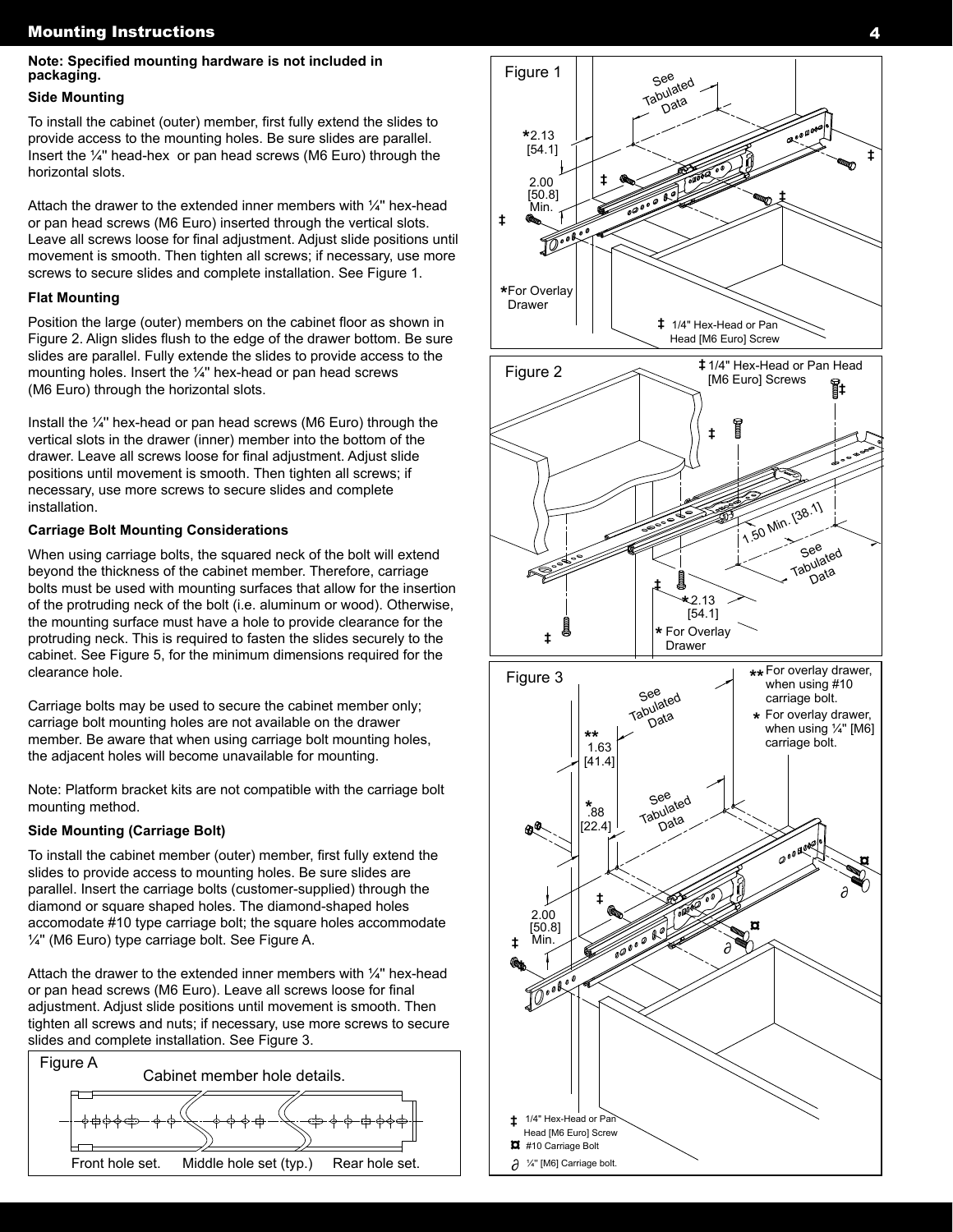## Mounting Instructions

**Note: Specified mounting hardware is not included in packaging.**

### Side Mounting

To install the cabinet (outer) member, first fully extend the slides to provide access to the mounting holes. Be sure slides are parallel. Insert the ¼" head-hex or pan head screws (M6 Euro) through the horizontal slots.

Attach the drawer to the extended inner members with ¼" hex-head or pan head screws (M6 Euro) inserted through the vertical slots. Leave all screws loose for final adjustment. Adjust slide positions until movement is smooth. Then tighten all screws; if necessary, use more screws to secure slides and complete installation. See Figure 1.

### Flat Mounting

Position the large (outer) members on the cabinet floor as shown in Figure 2. Align slides flush to the edge of the drawer bottom. Be sure slides are parallel. Fully extende the slides to provide access to the mounting holes. Insert the ¼" hex-head or pan head screws (M6 Euro) through the horizontal slots.

Install the ¼" hex-head or pan head screws (M6 Euro) through the vertical slots in the drawer (inner) member into the bottom of the drawer. Leave all screws loose for final adjustment. Adjust slide positions until movement is smooth. Then tighten all screws; if necessary, use more screws to secure slides and complete installation.

### Carriage Bolt Mounting Considerations

When using carriage bolts, the squared neck of the bolt will extend beyond the thickness of the cabinet member. Therefore, carriage bolts must be used with mounting surfaces that allow for the insertion of the protruding neck of the bolt (i.e. aluminum or wood). Otherwise, the mounting surface must have a hole to provide clearance for the protruding neck. This is required to fasten the slides securely to the cabinet. See Figure 5, for the minimum dimensions required for the clearance hole.

Carriage bolts may be used to secure the cabinet member only; carriage bolt mounting holes are not available on the drawer member. Be aware that when using carriage bolt mounting holes, the adjacent holes will become unavailable for mounting.

Note: Platform bracket kits are not compatible with the carriage bolt mounting method.

### Side Mounting (Carriage Bolt)

To install the cabinet member (outer) member, first fully extend the slides to provide access to mounting holes. Be sure slides are parallel. Insert the carriage bolts (customer-supplied) through the diamond or square shaped holes. The diamond-shaped holes accomodate #10 type carriage bolt; the square holes accommodate ¼" (M6 Euro) type carriage bolt. See Figure A.

Attach the drawer to the extended inner members with ¼" hex-head or pan head screws (M6 Euro). Leave all screws loose for final adjustment. Adjust slide positions until movement is smooth. Then tighten all screws and nuts; if necessary, use more screws to secure slides and complete installation. See Figure 3.

Figure A — Cabinet member hole details.

Front hole set. Middle hole set (typ.) Rear hole set.

Figure 1

See Tabulated Data

*2.13 [54.1]

2.00 [50.8] Min.

*For Overlay Drawer

‡ 1/4" Hex-Head or Pan Head [M6 Euro] Screw

Figure 2

‡ 1/4" Hex-Head or Pan Head [M6 Euro] Screws

1.50 Min. [38.1]

See Tabulated Data

*2.13 [54.1]

* For Overlay Drawer

Figure 3

See Tabulated Data

** 1.63 [41.4]

*.88 [22.4]

See Tabulated Data

2.00 [50.8] Min.

** For overlay drawer, when using #10 carriage bolt.

* For overlay drawer, when using ¼" [M6] carriage bolt.

‡ 1/4" Hex-Head or Pan Head [M6 Euro] Screw

¤ #10 Carriage Bolt

∂ ¼" [M6] Carriage bolt.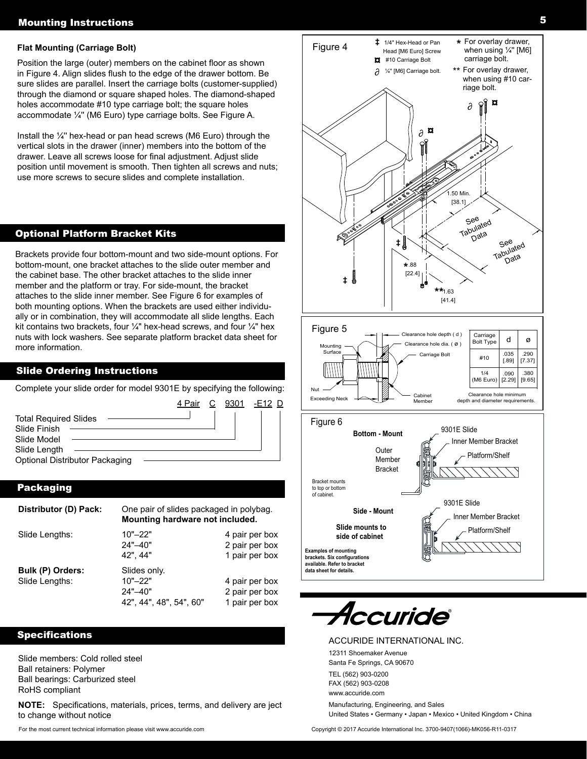## Mounting Instructions

**Flat Mounting (Carriage Bolt)**

Position the large (outer) members on the cabinet floor as shown in Figure 4. Align slides flush to the edge of the drawer bottom. Be sure slides are parallel. Insert the carriage bolts (customer-supplied) through the diamond or square shaped holes. The diamond-shaped holes accommodate #10 type carriage bolt; the square holes accommodate ¼" (M6 Euro) type carriage bolts. See Figure A.

Install the ¼" hex-head or pan head screws (M6 Euro) through the vertical slots in the drawer (inner) members into the bottom of the drawer. Leave all screws loose for final adjustment. Adjust slide position until movement is smooth. Then tighten all screws and nuts; use more screws to secure slides and complete installation.

Figure 4

‡ 1/4" Hex-Head or Pan Head [M6 Euro] Screw
¤ #10 Carriage Bolt
∂ ¼" [M6] Carriage bolt.
* For overlay drawer, when using ¼" [M6] carriage bolt.
** For overlay drawer, when using #10 carriage bolt.

1.50 Min. [38.1]
See Tabulated Data
See Tabulated Data
*.88 [22.4]
**1.63 [41.4]

Figure 5

Mounting Surface
Nut Exceeding Neck
Clearance hole depth ( d )
Clearance hole dia. ( ø )
Carriage Bolt
Cabinet Member

| Carriage Bolt Type | d | ø |
|---|---|---|
| #10 | .035 [.89] | .290 [7.37] |
| 1/4 (M6 Euro) | .090 [2.29] | .380 [9.65] |

Clearance hole minimum depth and diameter requirements.

## Optional Platform Bracket Kits

Brackets provide four bottom-mount and two side-mount options. For bottom-mount, one bracket attaches to the slide outer member and the cabinet base. The other bracket attaches to the slide inner member and the platform or tray. For side-mount, the bracket attaches to the slide inner member. See Figure 6 for examples of both mounting options. When the brackets are used either individually or in combination, they will accommodate all slide lengths. Each kit contains two brackets, four ¼" hex-head screws, and four ¼" hex nuts with lock washers. See separate platform bracket data sheet for more information.

Figure 6

**Bottom - Mount**
9301E Slide
Inner Member Bracket
Outer Member Bracket
Platform/Shelf
Bracket mounts to top or bottom of cabinet.

**Side - Mount**
9301E Slide
Inner Member Bracket
**Slide mounts to side of cabinet**
Platform/Shelf

**Examples of mounting brackets. Six configurations available. Refer to bracket data sheet for details.**

## Slide Ordering Instructions

Complete your slide order for model 9301E by specifying the following:

4 Pair C 9301 -E12 D

- Total Required Slides — 4 Pair
- Slide Finish — C
- Slide Model — 9301
- Slide Length — -E12
- Optional Distributor Packaging — D

## Packaging

| | | |
|---|---|---|
| **Distributor (D) Pack:** | One pair of slides packaged in polybag. **Mounting hardware not included.** | |
| Slide Lengths: | 10"–22" | 4 pair per box |
| | 24"–40" | 2 pair per box |
| | 42", 44" | 1 pair per box |
| **Bulk (P) Orders:** | Slides only. | |
| Slide Lengths: | 10"–22" | 4 pair per box |
| | 24"–40" | 2 pair per box |
| | 42", 44", 48", 54", 60" | 1 pair per box |

## Specifications

Slide members: Cold rolled steel
Ball retainers: Polymer
Ball bearings: Carburized steel
RoHS compliant

**NOTE:** Specifications, materials, prices, terms, and delivery are ject to change without notice

For the most current technical information please visit www.accuride.com

Accuride®

ACCURIDE INTERNATIONAL INC.

12311 Shoemaker Avenue
Santa Fe Springs, CA 90670

TEL (562) 903-0200
FAX (562) 903-0208
www.accuride.com

Manufacturing, Engineering, and Sales
United States • Germany • Japan • Mexico • United Kingdom • China

Copyright © 2017 Accuride International Inc. 3700-9407(1066)-MK056-R11-0317